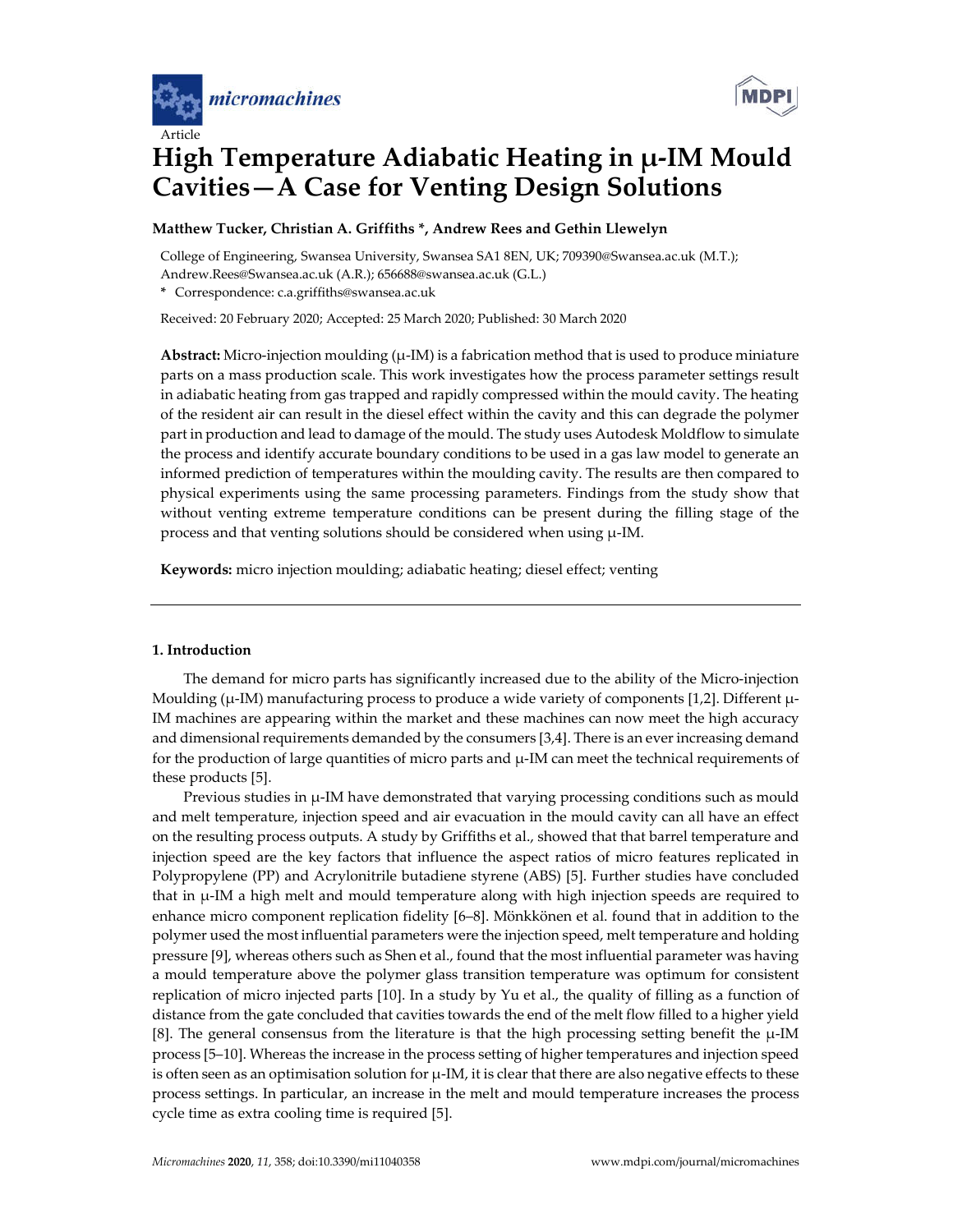Article

# High Temperature Adiabatic Heating in μ-IM Mould Cavities—A Case for Venting Design Solutions

**Matthew Tucker, Christian A. Griffiths \*, Andrew Rees and Gethin Llewelyn**

College of Engineering, Swansea University, Swansea SA1 8EN, UK; 709390@Swansea.ac.uk (M.T.); Andrew.Rees@Swansea.ac.uk (A.R.); 656688@swansea.ac.uk (G.L.)

\* Correspondence: c.a.griffiths@swansea.ac.uk

Received: 20 February 2020; Accepted: 25 March 2020; Published: 30 March 2020

**Abstract:** Micro-injection moulding (μ-IM) is a fabrication method that is used to produce miniature parts on a mass production scale. This work investigates how the process parameter settings result in adiabatic heating from gas trapped and rapidly compressed within the mould cavity. The heating of the resident air can result in the diesel effect within the cavity and this can degrade the polymer part in production and lead to damage of the mould. The study uses Autodesk Moldflow to simulate the process and identify accurate boundary conditions to be used in a gas law model to generate an informed prediction of temperatures within the moulding cavity. The results are then compared to physical experiments using the same processing parameters. Findings from the study show that without venting extreme temperature conditions can be present during the filling stage of the process and that venting solutions should be considered when using μ-IM.

**Keywords:** micro injection moulding; adiabatic heating; diesel effect; venting

## 1. Introduction

The demand for micro parts has significantly increased due to the ability of the Micro-injection Moulding (μ-IM) manufacturing process to produce a wide variety of components [1,2]. Different μ-IM machines are appearing within the market and these machines can now meet the high accuracy and dimensional requirements demanded by the consumers [3,4]. There is an ever increasing demand for the production of large quantities of micro parts and μ-IM can meet the technical requirements of these products [5].

Previous studies in μ-IM have demonstrated that varying processing conditions such as mould and melt temperature, injection speed and air evacuation in the mould cavity can all have an effect on the resulting process outputs. A study by Griffiths et al., showed that that barrel temperature and injection speed are the key factors that influence the aspect ratios of micro features replicated in Polypropylene (PP) and Acrylonitrile butadiene styrene (ABS) [5]. Further studies have concluded that in μ-IM a high melt and mould temperature along with high injection speeds are required to enhance micro component replication fidelity [6–8]. Mönkkönen et al. found that in addition to the polymer used the most influential parameters were the injection speed, melt temperature and holding pressure [9], whereas others such as Shen et al., found that the most influential parameter was having a mould temperature above the polymer glass transition temperature was optimum for consistent replication of micro injected parts [10]. In a study by Yu et al., the quality of filling as a function of distance from the gate concluded that cavities towards the end of the melt flow filled to a higher yield [8]. The general consensus from the literature is that the high processing setting benefit the μ-IM process [5–10]. Whereas the increase in the process setting of higher temperatures and injection speed is often seen as an optimisation solution for μ-IM, it is clear that there are also negative effects to these process settings. In particular, an increase in the melt and mould temperature increases the process cycle time as extra cooling time is required [5].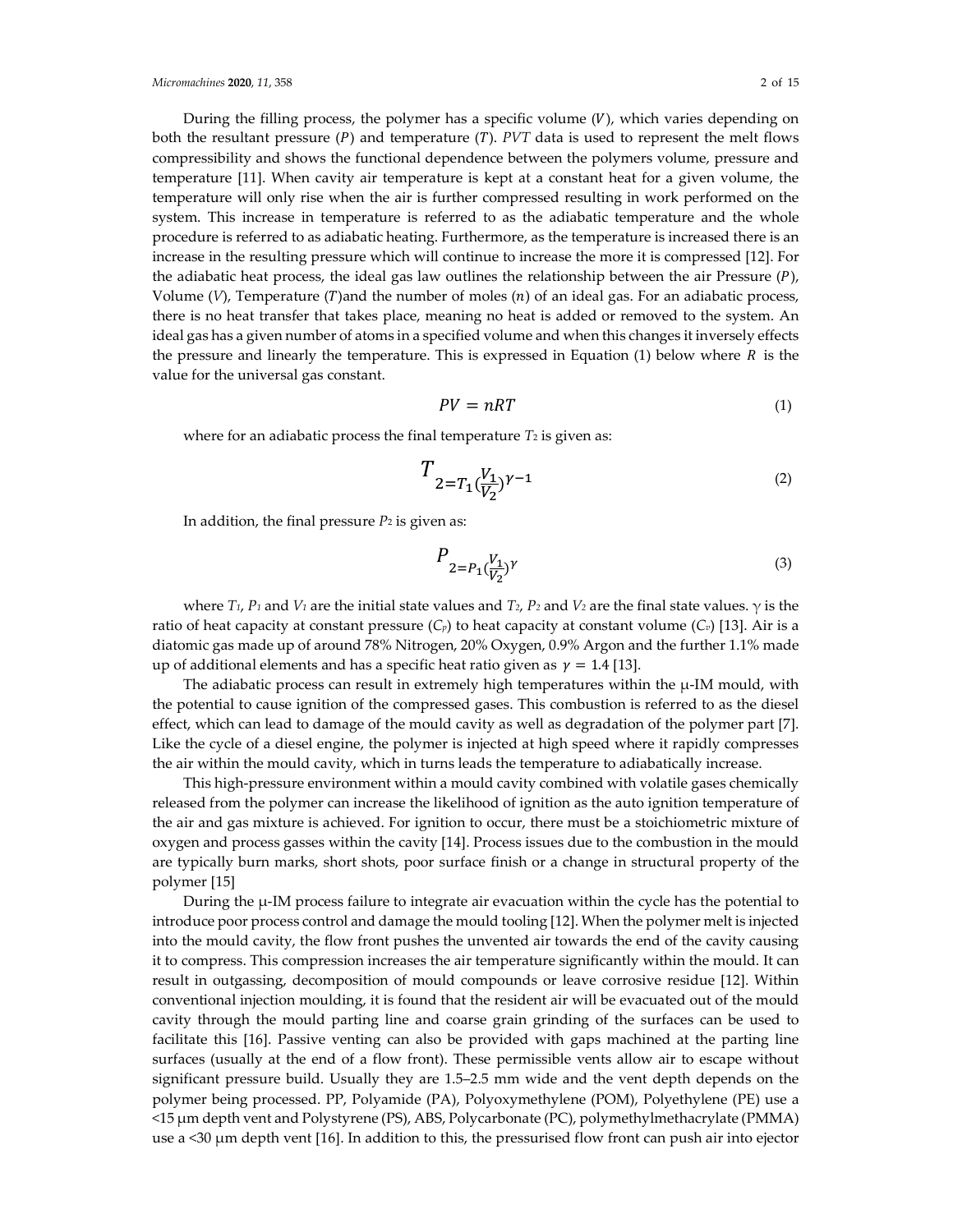During the filling process, the polymer has a specific volume ($V$), which varies depending on both the resultant pressure ($P$) and temperature ($T$). *PVT* data is used to represent the melt flows compressibility and shows the functional dependence between the polymers volume, pressure and temperature [11]. When cavity air temperature is kept at a constant heat for a given volume, the temperature will only rise when the air is further compressed resulting in work performed on the system. This increase in temperature is referred to as the adiabatic temperature and the whole procedure is referred to as adiabatic heating. Furthermore, as the temperature is increased there is an increase in the resulting pressure which will continue to increase the more it is compressed [12]. For the adiabatic heat process, the ideal gas law outlines the relationship between the air Pressure ($P$), Volume ($V$), Temperature ($T$)and the number of moles ($n$) of an ideal gas. For an adiabatic process, there is no heat transfer that takes place, meaning no heat is added or removed to the system. An ideal gas has a given number of atoms in a specified volume and when this changes it inversely effects the pressure and linearly the temperature. This is expressed in Equation (1) below where $R$ is the value for the universal gas constant.

$$PV = nRT \tag{1}$$

where for an adiabatic process the final temperature $T_2$ is given as:

$$T_2 = T_1 \left(\frac{V_1}{V_2}\right)^{\gamma - 1} \tag{2}$$

In addition, the final pressure $P_2$ is given as:

$$P_2 = P_1 \left(\frac{V_1}{V_2}\right)^{\gamma} \tag{3}$$

where $T_1$, $P_1$ and $V_1$ are the initial state values and $T_2$, $P_2$ and $V_2$ are the final state values. $\gamma$ is the ratio of heat capacity at constant pressure ($C_p$) to heat capacity at constant volume ($C_v$) [13]. Air is a diatomic gas made up of around 78% Nitrogen, 20% Oxygen, 0.9% Argon and the further 1.1% made up of additional elements and has a specific heat ratio given as $\gamma = 1.4$ [13].

The adiabatic process can result in extremely high temperatures within the μ-IM mould, with the potential to cause ignition of the compressed gases. This combustion is referred to as the diesel effect, which can lead to damage of the mould cavity as well as degradation of the polymer part [7]. Like the cycle of a diesel engine, the polymer is injected at high speed where it rapidly compresses the air within the mould cavity, which in turns leads the temperature to adiabatically increase.

This high-pressure environment within a mould cavity combined with volatile gases chemically released from the polymer can increase the likelihood of ignition as the auto ignition temperature of the air and gas mixture is achieved. For ignition to occur, there must be a stoichiometric mixture of oxygen and process gasses within the cavity [14]. Process issues due to the combustion in the mould are typically burn marks, short shots, poor surface finish or a change in structural property of the polymer [15]

During the μ-IM process failure to integrate air evacuation within the cycle has the potential to introduce poor process control and damage the mould tooling [12]. When the polymer melt is injected into the mould cavity, the flow front pushes the unvented air towards the end of the cavity causing it to compress. This compression increases the air temperature significantly within the mould. It can result in outgassing, decomposition of mould compounds or leave corrosive residue [12]. Within conventional injection moulding, it is found that the resident air will be evacuated out of the mould cavity through the mould parting line and coarse grain grinding of the surfaces can be used to facilitate this [16]. Passive venting can also be provided with gaps machined at the parting line surfaces (usually at the end of a flow front). These permissible vents allow air to escape without significant pressure build. Usually they are 1.5–2.5 mm wide and the vent depth depends on the polymer being processed. PP, Polyamide (PA), Polyoxymethylene (POM), Polyethylene (PE) use a <15 μm depth vent and Polystyrene (PS), ABS, Polycarbonate (PC), polymethylmethacrylate (PMMA) use a <30 μm depth vent [16]. In addition to this, the pressurised flow front can push air into ejector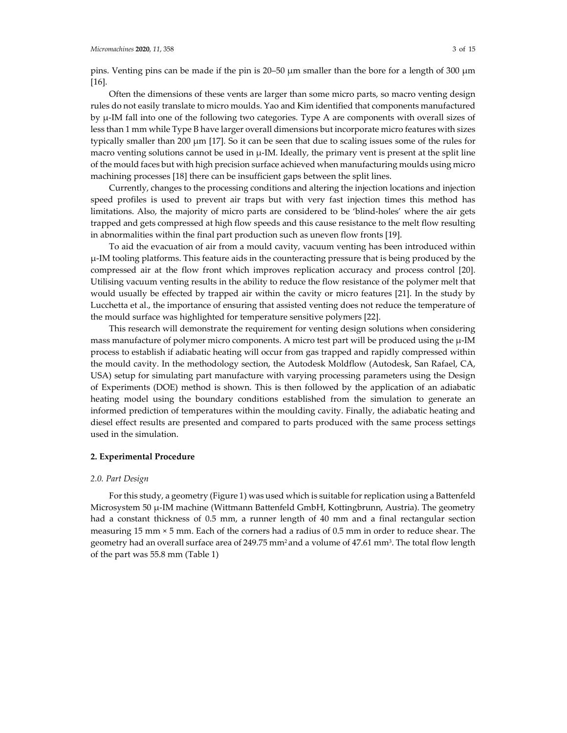pins. Venting pins can be made if the pin is 20–50 μm smaller than the bore for a length of 300 μm [16].

Often the dimensions of these vents are larger than some micro parts, so macro venting design rules do not easily translate to micro moulds. Yao and Kim identified that components manufactured by μ-IM fall into one of the following two categories. Type A are components with overall sizes of less than 1 mm while Type B have larger overall dimensions but incorporate micro features with sizes typically smaller than 200 μm [17]. So it can be seen that due to scaling issues some of the rules for macro venting solutions cannot be used in μ-IM. Ideally, the primary vent is present at the split line of the mould faces but with high precision surface achieved when manufacturing moulds using micro machining processes [18] there can be insufficient gaps between the split lines.

Currently, changes to the processing conditions and altering the injection locations and injection speed profiles is used to prevent air traps but with very fast injection times this method has limitations. Also, the majority of micro parts are considered to be 'blind-holes' where the air gets trapped and gets compressed at high flow speeds and this cause resistance to the melt flow resulting in abnormalities within the final part production such as uneven flow fronts [19].

To aid the evacuation of air from a mould cavity, vacuum venting has been introduced within μ-IM tooling platforms. This feature aids in the counteracting pressure that is being produced by the compressed air at the flow front which improves replication accuracy and process control [20]. Utilising vacuum venting results in the ability to reduce the flow resistance of the polymer melt that would usually be effected by trapped air within the cavity or micro features [21]. In the study by Lucchetta et al., the importance of ensuring that assisted venting does not reduce the temperature of the mould surface was highlighted for temperature sensitive polymers [22].

This research will demonstrate the requirement for venting design solutions when considering mass manufacture of polymer micro components. A micro test part will be produced using the μ-IM process to establish if adiabatic heating will occur from gas trapped and rapidly compressed within the mould cavity. In the methodology section, the Autodesk Moldflow (Autodesk, San Rafael, CA, USA) setup for simulating part manufacture with varying processing parameters using the Design of Experiments (DOE) method is shown. This is then followed by the application of an adiabatic heating model using the boundary conditions established from the simulation to generate an informed prediction of temperatures within the moulding cavity. Finally, the adiabatic heating and diesel effect results are presented and compared to parts produced with the same process settings used in the simulation.

## 2. Experimental Procedure

### *2.0. Part Design*

For this study, a geometry (Figure 1) was used which is suitable for replication using a Battenfeld Microsystem 50 μ-IM machine (Wittmann Battenfeld GmbH, Kottingbrunn, Austria). The geometry had a constant thickness of 0.5 mm, a runner length of 40 mm and a final rectangular section measuring 15 mm × 5 mm. Each of the corners had a radius of 0.5 mm in order to reduce shear. The geometry had an overall surface area of 249.75 $mm^2$ and a volume of 47.61 $mm^3$. The total flow length of the part was 55.8 mm (Table 1)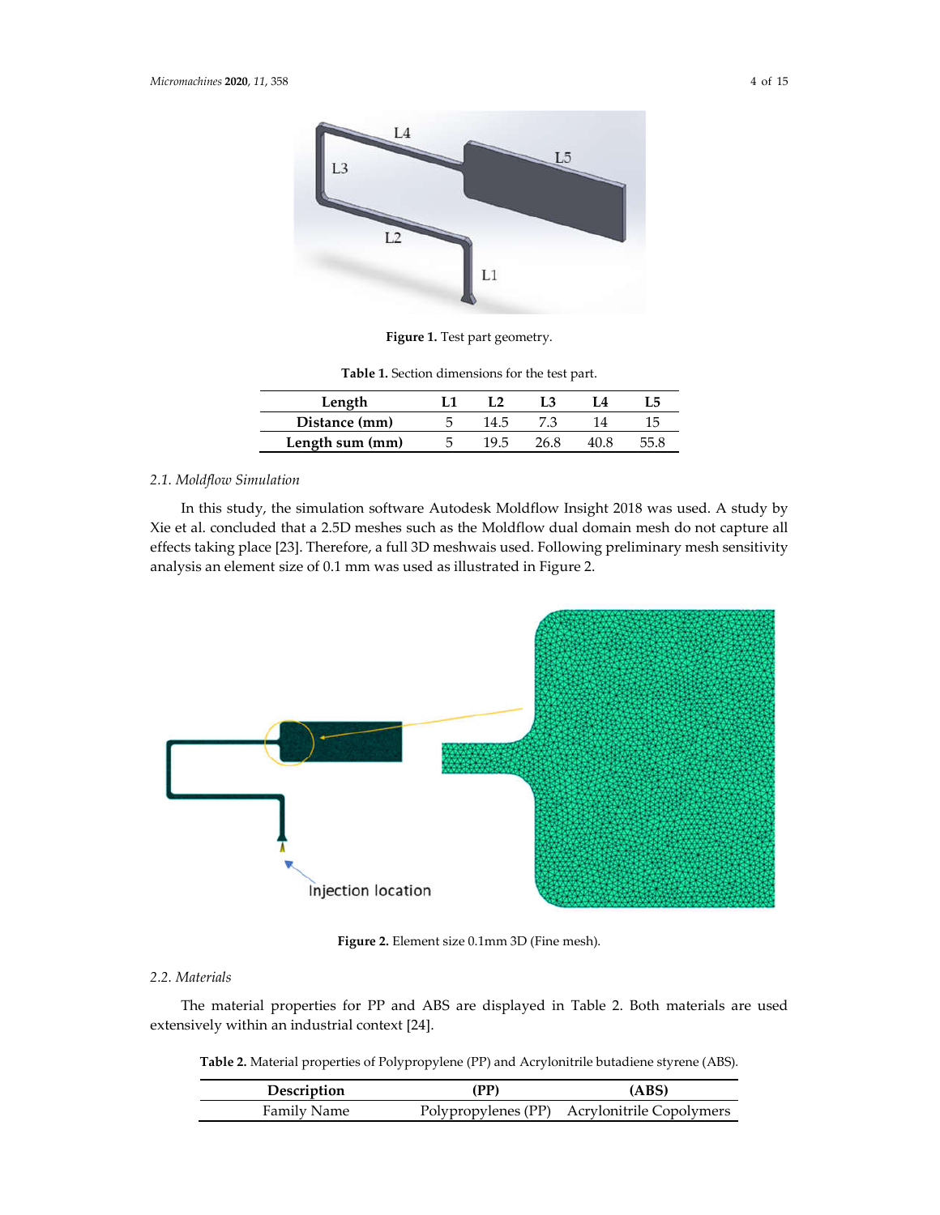Figure 1. Test part geometry.

Table 1. Section dimensions for the test part.

| Length | L1 | L2 | L3 | L4 | L5 |
|---|---|---|---|---|---|
| Distance (mm) | 5 | 14.5 | 7.3 | 14 | 15 |
| Length sum (mm) | 5 | 19.5 | 26.8 | 40.8 | 55.8 |

### 2.1. Moldflow Simulation

In this study, the simulation software Autodesk Moldflow Insight 2018 was used. A study by Xie et al. concluded that a 2.5D meshes such as the Moldflow dual domain mesh do not capture all effects taking place [23]. Therefore, a full 3D meshwais used. Following preliminary mesh sensitivity analysis an element size of 0.1 mm was used as illustrated in Figure 2.

Figure 2. Element size 0.1mm 3D (Fine mesh).

### 2.2. Materials

The material properties for PP and ABS are displayed in Table 2. Both materials are used extensively within an industrial context [24].

Table 2. Material properties of Polypropylene (PP) and Acrylonitrile butadiene styrene (ABS).

| Description | (PP) | (ABS) |
|---|---|---|
| Family Name | Polypropylenes (PP) | Acrylonitrile Copolymers |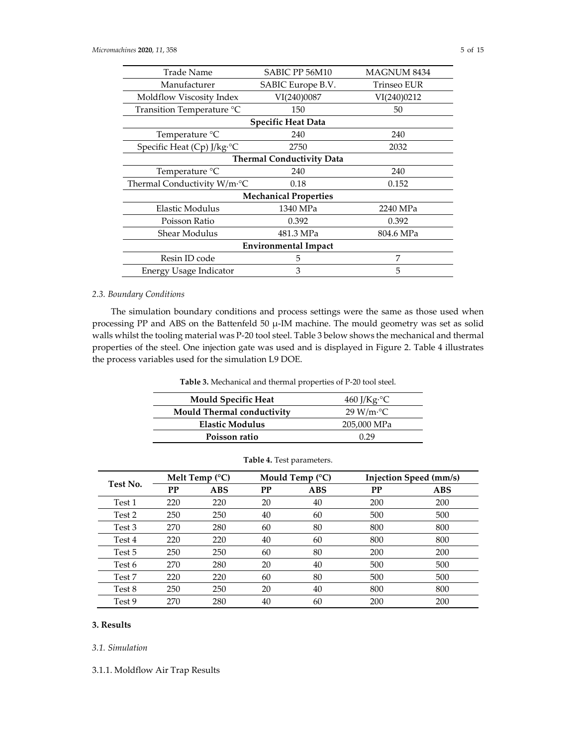| Trade Name | SABIC PP 56M10 | MAGNUM 8434 |
| --- | --- | --- |
| Manufacturer | SABIC Europe B.V. | Trinseo EUR |
| Moldflow Viscosity Index | VI(240)0087 | VI(240)0212 |
| Transition Temperature °C | 150 | 50 |
| **Specific Heat Data** | | |
| Temperature °C | 240 | 240 |
| Specific Heat (Cp) J/kg·°C | 2750 | 2032 |
| **Thermal Conductivity Data** | | |
| Temperature °C | 240 | 240 |
| Thermal Conductivity W/m·°C | 0.18 | 0.152 |
| **Mechanical Properties** | | |
| Elastic Modulus | 1340 MPa | 2240 MPa |
| Poisson Ratio | 0.392 | 0.392 |
| Shear Modulus | 481.3 MPa | 804.6 MPa |
| **Environmental Impact** | | |
| Resin ID code | 5 | 7 |
| Energy Usage Indicator | 3 | 5 |

### *2.3. Boundary Conditions*

The simulation boundary conditions and process settings were the same as those used when processing PP and ABS on the Battenfeld 50 μ-IM machine. The mould geometry was set as solid walls whilst the tooling material was P-20 tool steel. Table 3 below shows the mechanical and thermal properties of the steel. One injection gate was used and is displayed in Figure 2. Table 4 illustrates the process variables used for the simulation L9 DOE.

**Table 3.** Mechanical and thermal properties of P-20 tool steel.

| **Mould Specific Heat** | 460 J/Kg·°C |
| --- | --- |
| **Mould Thermal conductivity** | 29 W/m·°C |
| **Elastic Modulus** | 205,000 MPa |
| **Poisson ratio** | 0.29 |

**Table 4.** Test parameters.

| **Test No.** | **Melt Temp (°C)** | | **Mould Temp (°C)** | | **Injection Speed (mm/s)** | |
| --- | --- | --- | --- | --- | --- | --- |
| | **PP** | **ABS** | **PP** | **ABS** | **PP** | **ABS** |
| Test 1 | 220 | 220 | 20 | 40 | 200 | 200 |
| Test 2 | 250 | 250 | 40 | 60 | 500 | 500 |
| Test 3 | 270 | 280 | 60 | 80 | 800 | 800 |
| Test 4 | 220 | 220 | 40 | 60 | 800 | 800 |
| Test 5 | 250 | 250 | 60 | 80 | 200 | 200 |
| Test 6 | 270 | 280 | 20 | 40 | 500 | 500 |
| Test 7 | 220 | 220 | 60 | 80 | 500 | 500 |
| Test 8 | 250 | 250 | 20 | 40 | 800 | 800 |
| Test 9 | 270 | 280 | 40 | 60 | 200 | 200 |

## **3. Results**

### *3.1. Simulation*

#### 3.1.1. Moldflow Air Trap Results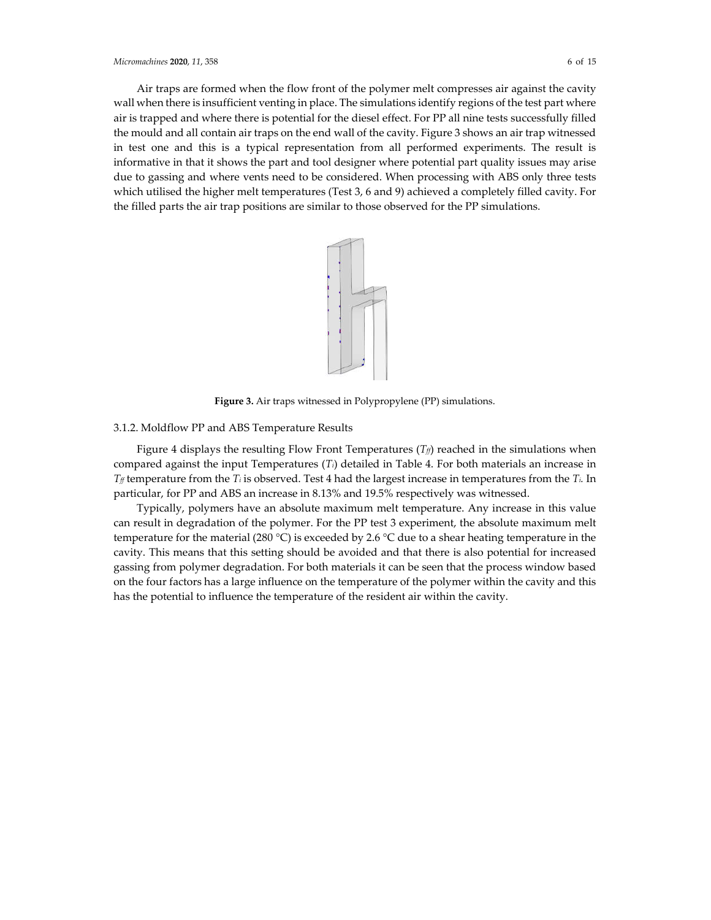Air traps are formed when the flow front of the polymer melt compresses air against the cavity wall when there is insufficient venting in place. The simulations identify regions of the test part where air is trapped and where there is potential for the diesel effect. For PP all nine tests successfully filled the mould and all contain air traps on the end wall of the cavity. Figure 3 shows an air trap witnessed in test one and this is a typical representation from all performed experiments. The result is informative in that it shows the part and tool designer where potential part quality issues may arise due to gassing and where vents need to be considered. When processing with ABS only three tests which utilised the higher melt temperatures (Test 3, 6 and 9) achieved a completely filled cavity. For the filled parts the air trap positions are similar to those observed for the PP simulations.

**Figure 3.** Air traps witnessed in Polypropylene (PP) simulations.

### 3.1.2. Moldflow PP and ABS Temperature Results

Figure 4 displays the resulting Flow Front Temperatures ($T_{ff}$) reached in the simulations when compared against the input Temperatures ($T_i$) detailed in Table 4. For both materials an increase in $T_{ff}$ temperature from the $T_i$ is observed. Test 4 had the largest increase in temperatures from the $T_i$. In particular, for PP and ABS an increase in 8.13% and 19.5% respectively was witnessed.

Typically, polymers have an absolute maximum melt temperature. Any increase in this value can result in degradation of the polymer. For the PP test 3 experiment, the absolute maximum melt temperature for the material (280 °C) is exceeded by 2.6 °C due to a shear heating temperature in the cavity. This means that this setting should be avoided and that there is also potential for increased gassing from polymer degradation. For both materials it can be seen that the process window based on the four factors has a large influence on the temperature of the polymer within the cavity and this has the potential to influence the temperature of the resident air within the cavity.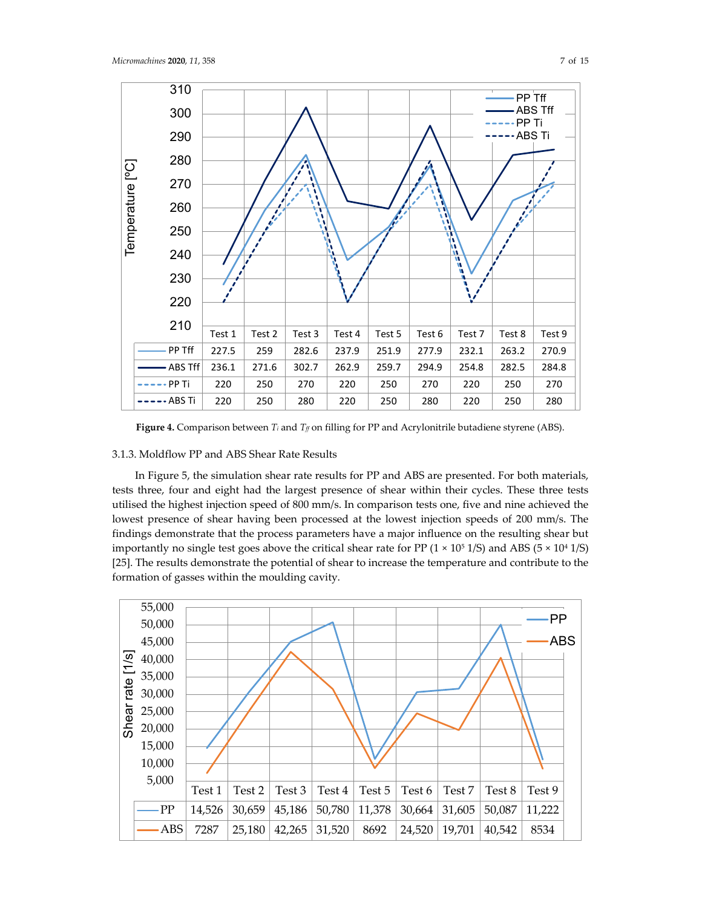| | Test 1 | Test 2 | Test 3 | Test 4 | Test 5 | Test 6 | Test 7 | Test 8 | Test 9 |
|---|---|---|---|---|---|---|---|---|---|
| PP Tff | 227.5 | 259 | 282.6 | 237.9 | 251.9 | 277.9 | 232.1 | 263.2 | 270.9 |
| ABS Tff | 236.1 | 271.6 | 302.7 | 262.9 | 259.7 | 294.9 | 254.8 | 282.5 | 284.8 |
| PP Ti | 220 | 250 | 270 | 220 | 250 | 270 | 220 | 250 | 270 |
| ABS Ti | 220 | 250 | 280 | 220 | 250 | 280 | 220 | 250 | 280 |

**Figure 4.** Comparison between $T_i$ and $T_{ff}$ on filling for PP and Acrylonitrile butadiene styrene (ABS).

### 3.1.3. Moldflow PP and ABS Shear Rate Results

In Figure 5, the simulation shear rate results for PP and ABS are presented. For both materials, tests three, four and eight had the largest presence of shear within their cycles. These three tests utilised the highest injection speed of 800 mm/s. In comparison tests one, five and nine achieved the lowest presence of shear having been processed at the lowest injection speeds of 200 mm/s. The findings demonstrate that the process parameters have a major influence on the resulting shear but importantly no single test goes above the critical shear rate for PP ($1 \times 10^5$ 1/S) and ABS ($5 \times 10^4$ 1/S) [25]. The results demonstrate the potential of shear to increase the temperature and contribute to the formation of gasses within the moulding cavity.

| | Test 1 | Test 2 | Test 3 | Test 4 | Test 5 | Test 6 | Test 7 | Test 8 | Test 9 |
|---|---|---|---|---|---|---|---|---|---|
| PP | 14,526 | 30,659 | 45,186 | 50,780 | 11,378 | 30,664 | 31,605 | 50,087 | 11,222 |
| ABS | 7287 | 25,180 | 42,265 | 31,520 | 8692 | 24,520 | 19,701 | 40,542 | 8534 |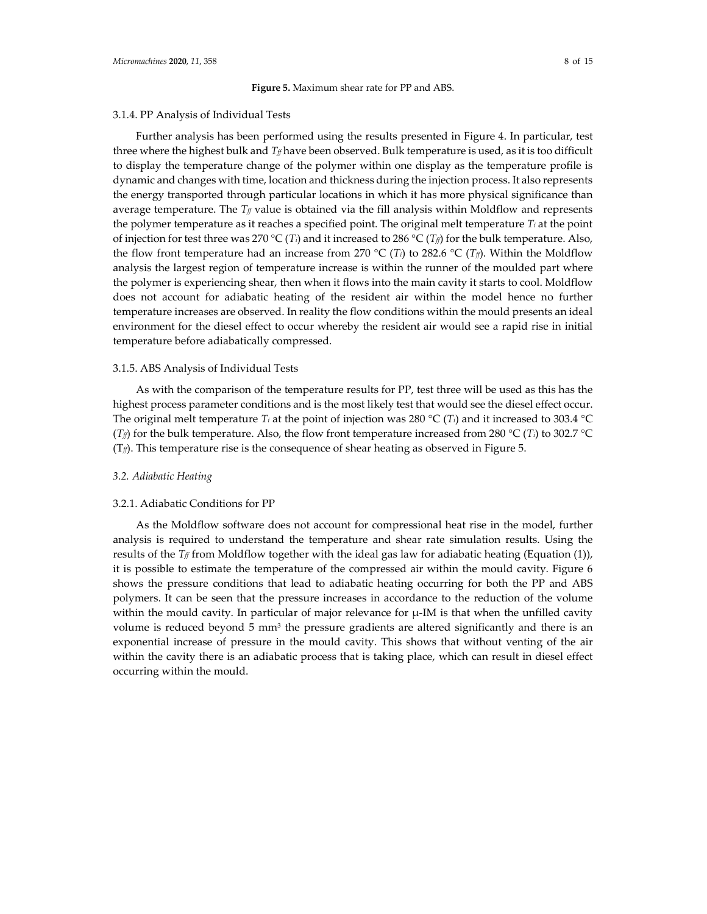**Figure 5.** Maximum shear rate for PP and ABS.

#### 3.1.4. PP Analysis of Individual Tests

Further analysis has been performed using the results presented in Figure 4. In particular, test three where the highest bulk and $T_{ff}$ have been observed. Bulk temperature is used, as it is too difficult to display the temperature change of the polymer within one display as the temperature profile is dynamic and changes with time, location and thickness during the injection process. It also represents the energy transported through particular locations in which it has more physical significance than average temperature. The $T_{ff}$ value is obtained via the fill analysis within Moldflow and represents the polymer temperature as it reaches a specified point. The original melt temperature $T_i$ at the point of injection for test three was 270 °C ($T_i$) and it increased to 286 °C ($T_{ff}$) for the bulk temperature. Also, the flow front temperature had an increase from 270 °C ($T_i$) to 282.6 °C ($T_{ff}$). Within the Moldflow analysis the largest region of temperature increase is within the runner of the moulded part where the polymer is experiencing shear, then when it flows into the main cavity it starts to cool. Moldflow does not account for adiabatic heating of the resident air within the model hence no further temperature increases are observed. In reality the flow conditions within the mould presents an ideal environment for the diesel effect to occur whereby the resident air would see a rapid rise in initial temperature before adiabatically compressed.

#### 3.1.5. ABS Analysis of Individual Tests

As with the comparison of the temperature results for PP, test three will be used as this has the highest process parameter conditions and is the most likely test that would see the diesel effect occur. The original melt temperature $T_i$ at the point of injection was 280 °C ($T_i$) and it increased to 303.4 °C ($T_{ff}$) for the bulk temperature. Also, the flow front temperature increased from 280 °C ($T_i$) to 302.7 °C ($T_{ff}$). This temperature rise is the consequence of shear heating as observed in Figure 5.

### *3.2. Adiabatic Heating*

#### 3.2.1. Adiabatic Conditions for PP

As the Moldflow software does not account for compressional heat rise in the model, further analysis is required to understand the temperature and shear rate simulation results. Using the results of the $T_{ff}$ from Moldflow together with the ideal gas law for adiabatic heating (Equation (1)), it is possible to estimate the temperature of the compressed air within the mould cavity. Figure 6 shows the pressure conditions that lead to adiabatic heating occurring for both the PP and ABS polymers. It can be seen that the pressure increases in accordance to the reduction of the volume within the mould cavity. In particular of major relevance for μ-IM is that when the unfilled cavity volume is reduced beyond 5 $mm^3$ the pressure gradients are altered significantly and there is an exponential increase of pressure in the mould cavity. This shows that without venting of the air within the cavity there is an adiabatic process that is taking place, which can result in diesel effect occurring within the mould.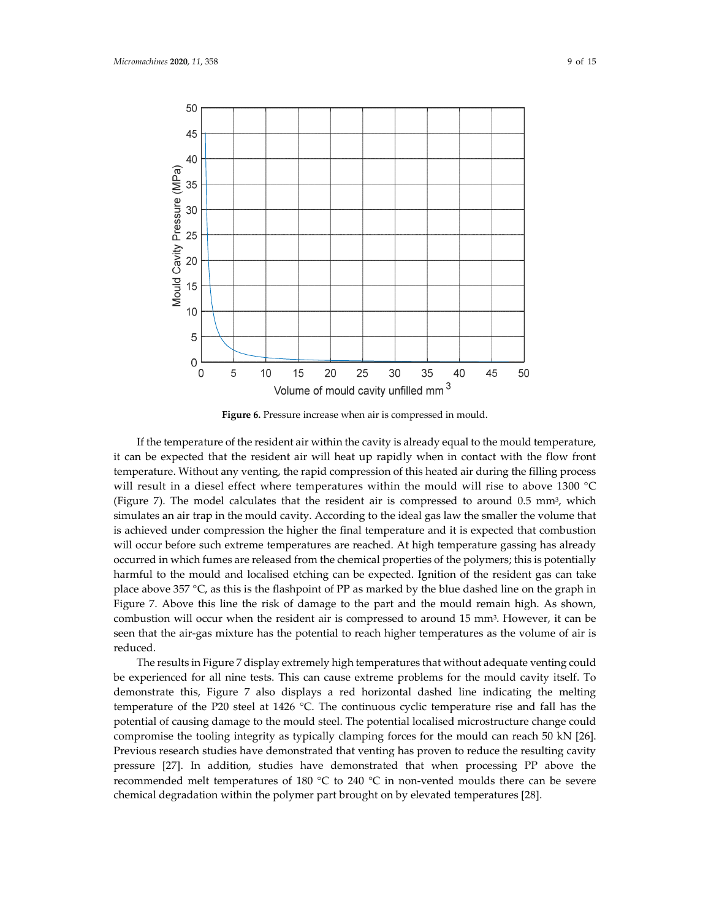**Figure 6.** Pressure increase when air is compressed in mould.

If the temperature of the resident air within the cavity is already equal to the mould temperature, it can be expected that the resident air will heat up rapidly when in contact with the flow front temperature. Without any venting, the rapid compression of this heated air during the filling process will result in a diesel effect where temperatures within the mould will rise to above 1300 °C (Figure 7). The model calculates that the resident air is compressed to around 0.5 $mm^3$, which simulates an air trap in the mould cavity. According to the ideal gas law the smaller the volume that is achieved under compression the higher the final temperature and it is expected that combustion will occur before such extreme temperatures are reached. At high temperature gassing has already occurred in which fumes are released from the chemical properties of the polymers; this is potentially harmful to the mould and localised etching can be expected. Ignition of the resident gas can take place above 357 °C, as this is the flashpoint of PP as marked by the blue dashed line on the graph in Figure 7. Above this line the risk of damage to the part and the mould remain high. As shown, combustion will occur when the resident air is compressed to around 15 $mm^3$. However, it can be seen that the air-gas mixture has the potential to reach higher temperatures as the volume of air is reduced.

The results in Figure 7 display extremely high temperatures that without adequate venting could be experienced for all nine tests. This can cause extreme problems for the mould cavity itself. To demonstrate this, Figure 7 also displays a red horizontal dashed line indicating the melting temperature of the P20 steel at 1426 °C. The continuous cyclic temperature rise and fall has the potential of causing damage to the mould steel. The potential localised microstructure change could compromise the tooling integrity as typically clamping forces for the mould can reach 50 kN [26]. Previous research studies have demonstrated that venting has proven to reduce the resulting cavity pressure [27]. In addition, studies have demonstrated that when processing PP above the recommended melt temperatures of 180 °C to 240 °C in non-vented moulds there can be severe chemical degradation within the polymer part brought on by elevated temperatures [28].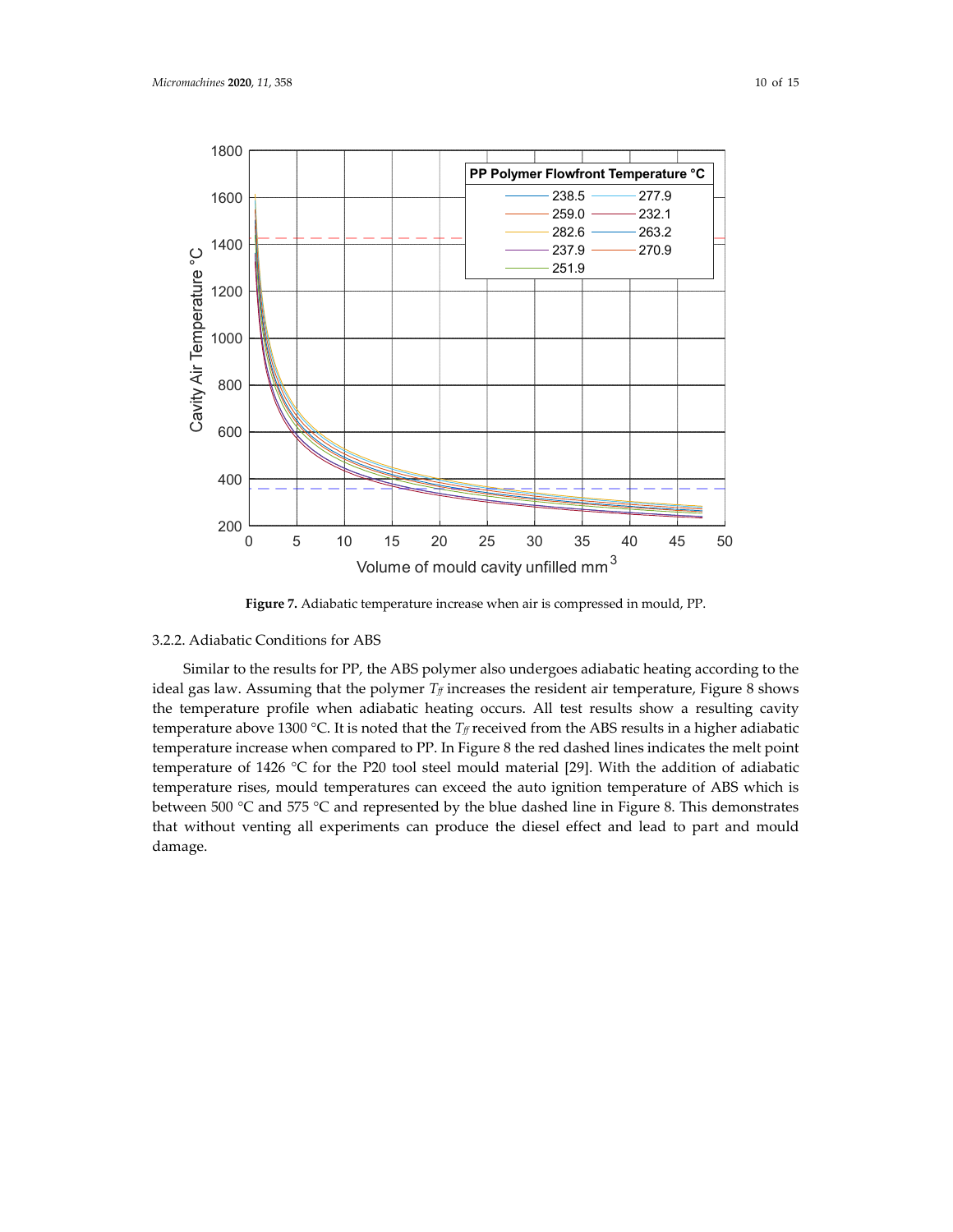**Figure 7.** Adiabatic temperature increase when air is compressed in mould, PP.

### 3.2.2. Adiabatic Conditions for ABS

Similar to the results for PP, the ABS polymer also undergoes adiabatic heating according to the ideal gas law. Assuming that the polymer $T_{ff}$ increases the resident air temperature, Figure 8 shows the temperature profile when adiabatic heating occurs. All test results show a resulting cavity temperature above 1300 °C. It is noted that the $T_{ff}$ received from the ABS results in a higher adiabatic temperature increase when compared to PP. In Figure 8 the red dashed lines indicates the melt point temperature of 1426 °C for the P20 tool steel mould material [29]. With the addition of adiabatic temperature rises, mould temperatures can exceed the auto ignition temperature of ABS which is between 500 °C and 575 °C and represented by the blue dashed line in Figure 8. This demonstrates that without venting all experiments can produce the diesel effect and lead to part and mould damage.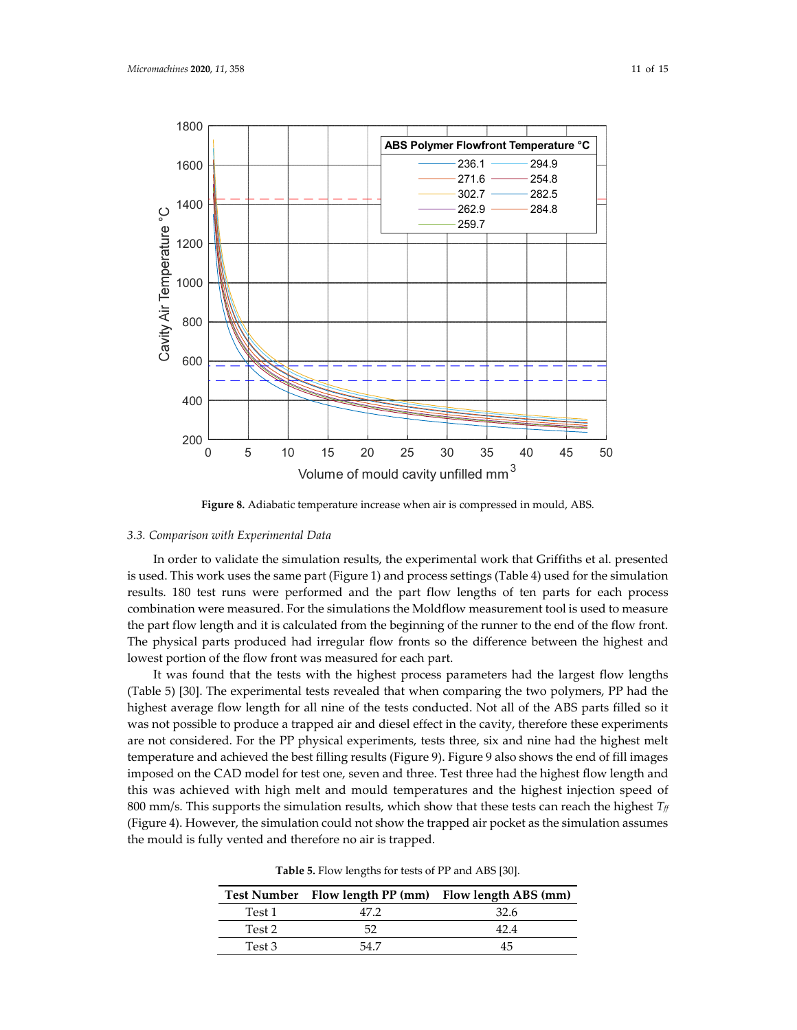**Figure 8.** Adiabatic temperature increase when air is compressed in mould, ABS.

### 3.3. Comparison with Experimental Data

In order to validate the simulation results, the experimental work that Griffiths et al. presented is used. This work uses the same part (Figure 1) and process settings (Table 4) used for the simulation results. 180 test runs were performed and the part flow lengths of ten parts for each process combination were measured. For the simulations the Moldflow measurement tool is used to measure the part flow length and it is calculated from the beginning of the runner to the end of the flow front. The physical parts produced had irregular flow fronts so the difference between the highest and lowest portion of the flow front was measured for each part.

It was found that the tests with the highest process parameters had the largest flow lengths (Table 5) [30]. The experimental tests revealed that when comparing the two polymers, PP had the highest average flow length for all nine of the tests conducted. Not all of the ABS parts filled so it was not possible to produce a trapped air and diesel effect in the cavity, therefore these experiments are not considered. For the PP physical experiments, tests three, six and nine had the highest melt temperature and achieved the best filling results (Figure 9). Figure 9 also shows the end of fill images imposed on the CAD model for test one, seven and three. Test three had the highest flow length and this was achieved with high melt and mould temperatures and the highest injection speed of 800 mm/s. This supports the simulation results, which show that these tests can reach the highest $T_{ff}$ (Figure 4). However, the simulation could not show the trapped air pocket as the simulation assumes the mould is fully vented and therefore no air is trapped.

**Table 5.** Flow lengths for tests of PP and ABS [30].

| Test Number | Flow length PP (mm) | Flow length ABS (mm) |
| --- | --- | --- |
| Test 1 | 47.2 | 32.6 |
| Test 2 | 52 | 42.4 |
| Test 3 | 54.7 | 45 |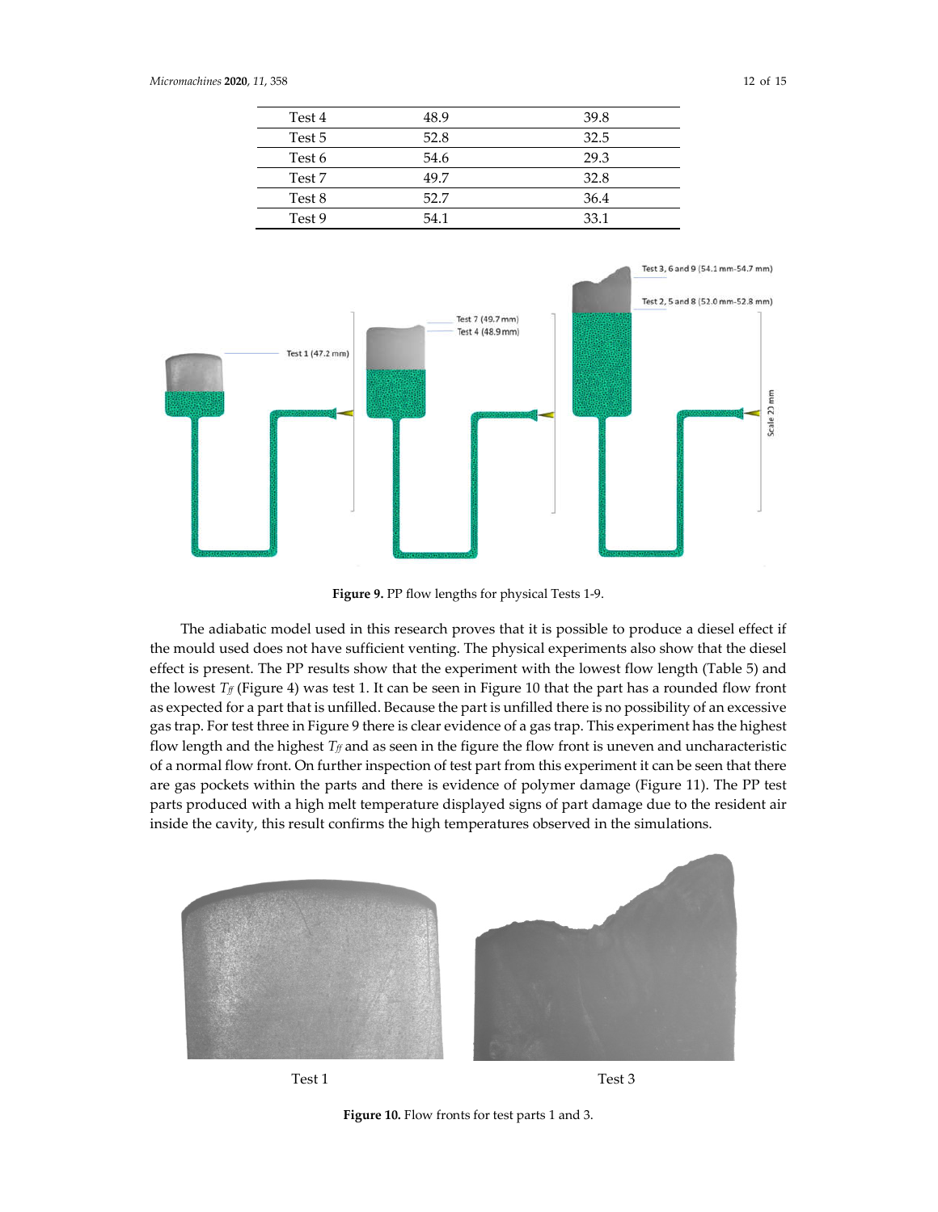| Test 4 | 48.9 | 39.8 |
|---|---|---|
| Test 5 | 52.8 | 32.5 |
| Test 6 | 54.6 | 29.3 |
| Test 7 | 49.7 | 32.8 |
| Test 8 | 52.7 | 36.4 |
| Test 9 | 54.1 | 33.1 |

**Figure 9.** PP flow lengths for physical Tests 1-9.

The adiabatic model used in this research proves that it is possible to produce a diesel effect if the mould used does not have sufficient venting. The physical experiments also show that the diesel effect is present. The PP results show that the experiment with the lowest flow length (Table 5) and the lowest $T_{ff}$ (Figure 4) was test 1. It can be seen in Figure 10 that the part has a rounded flow front as expected for a part that is unfilled. Because the part is unfilled there is no possibility of an excessive gas trap. For test three in Figure 9 there is clear evidence of a gas trap. This experiment has the highest flow length and the highest $T_{ff}$ and as seen in the figure the flow front is uneven and uncharacteristic of a normal flow front. On further inspection of test part from this experiment it can be seen that there are gas pockets within the parts and there is evidence of polymer damage (Figure 11). The PP test parts produced with a high melt temperature displayed signs of part damage due to the resident air inside the cavity, this result confirms the high temperatures observed in the simulations.

**Figure 10.** Flow fronts for test parts 1 and 3.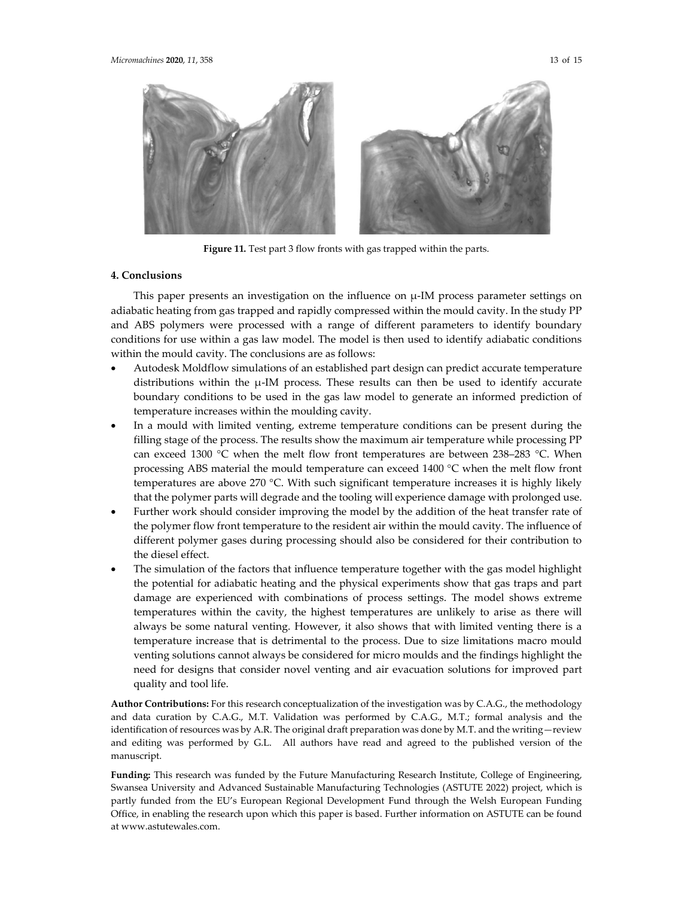**Figure 11.** Test part 3 flow fronts with gas trapped within the parts.

## 4. Conclusions

This paper presents an investigation on the influence on μ-IM process parameter settings on adiabatic heating from gas trapped and rapidly compressed within the mould cavity. In the study PP and ABS polymers were processed with a range of different parameters to identify boundary conditions for use within a gas law model. The model is then used to identify adiabatic conditions within the mould cavity. The conclusions are as follows:

- Autodesk Moldflow simulations of an established part design can predict accurate temperature distributions within the μ-IM process. These results can then be used to identify accurate boundary conditions to be used in the gas law model to generate an informed prediction of temperature increases within the moulding cavity.
- In a mould with limited venting, extreme temperature conditions can be present during the filling stage of the process. The results show the maximum air temperature while processing PP can exceed 1300 °C when the melt flow front temperatures are between 238–283 °C. When processing ABS material the mould temperature can exceed 1400 °C when the melt flow front temperatures are above 270 °C. With such significant temperature increases it is highly likely that the polymer parts will degrade and the tooling will experience damage with prolonged use.
- Further work should consider improving the model by the addition of the heat transfer rate of the polymer flow front temperature to the resident air within the mould cavity. The influence of different polymer gases during processing should also be considered for their contribution to the diesel effect.
- The simulation of the factors that influence temperature together with the gas model highlight the potential for adiabatic heating and the physical experiments show that gas traps and part damage are experienced with combinations of process settings. The model shows extreme temperatures within the cavity, the highest temperatures are unlikely to arise as there will always be some natural venting. However, it also shows that with limited venting there is a temperature increase that is detrimental to the process. Due to size limitations macro mould venting solutions cannot always be considered for micro moulds and the findings highlight the need for designs that consider novel venting and air evacuation solutions for improved part quality and tool life.

**Author Contributions:** For this research conceptualization of the investigation was by C.A.G., the methodology and data curation by C.A.G., M.T. Validation was performed by C.A.G., M.T.; formal analysis and the identification of resources was by A.R. The original draft preparation was done by M.T. and the writing—review and editing was performed by G.L. All authors have read and agreed to the published version of the manuscript.

**Funding:** This research was funded by the Future Manufacturing Research Institute, College of Engineering, Swansea University and Advanced Sustainable Manufacturing Technologies (ASTUTE 2022) project, which is partly funded from the EU's European Regional Development Fund through the Welsh European Funding Office, in enabling the research upon which this paper is based. Further information on ASTUTE can be found at www.astutewales.com.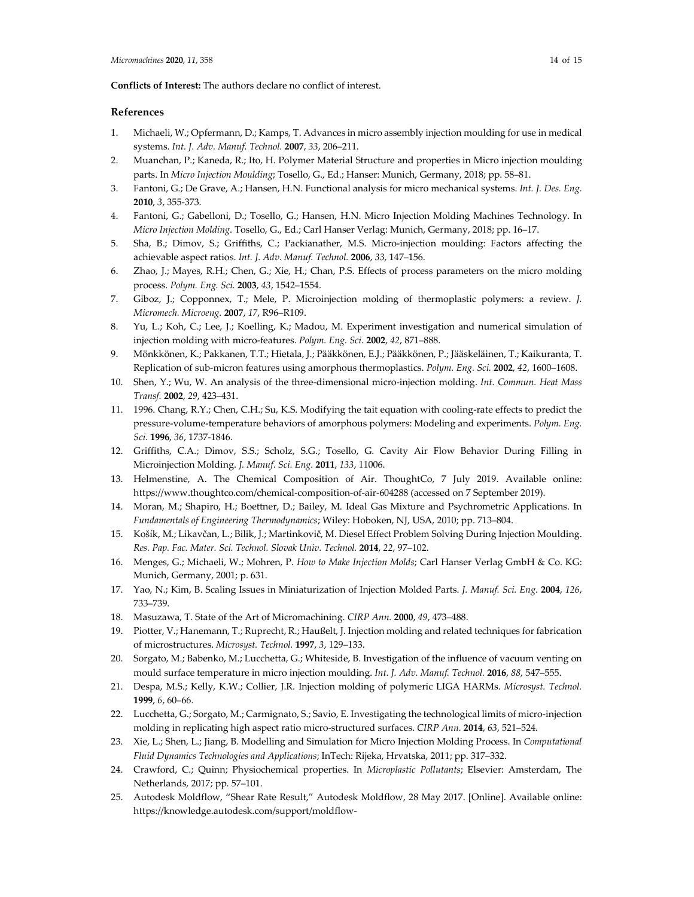**Conflicts of Interest:** The authors declare no conflict of interest.

## References

1. Michaeli, W.; Opfermann, D.; Kamps, T. Advances in micro assembly injection moulding for use in medical systems. *Int. J. Adv. Manuf. Technol.* **2007**, *33*, 206–211.
2. Muanchan, P.; Kaneda, R.; Ito, H. Polymer Material Structure and properties in Micro injection moulding parts. In *Micro Injection Moulding*; Tosello, G., Ed.; Hanser: Munich, Germany, 2018; pp. 58–81.
3. Fantoni, G.; De Grave, A.; Hansen, H.N. Functional analysis for micro mechanical systems. *Int. J. Des. Eng.* **2010**, *3*, 355-373.
4. Fantoni, G.; Gabelloni, D.; Tosello, G.; Hansen, H.N. Micro Injection Molding Machines Technology. In *Micro Injection Molding*. Tosello, G., Ed.; Carl Hanser Verlag: Munich, Germany, 2018; pp. 16–17.
5. Sha, B.; Dimov, S.; Griffiths, C.; Packianather, M.S. Micro-injection moulding: Factors affecting the achievable aspect ratios. *Int. J. Adv. Manuf. Technol.* **2006**, *33*, 147–156.
6. Zhao, J.; Mayes, R.H.; Chen, G.; Xie, H.; Chan, P.S. Effects of process parameters on the micro molding process. *Polym. Eng. Sci.* **2003**, *43*, 1542–1554.
7. Giboz, J.; Copponnex, T.; Mele, P. Microinjection molding of thermoplastic polymers: a review. *J. Micromech. Microeng.* **2007**, *17*, R96–R109.
8. Yu, L.; Koh, C.; Lee, J.; Koelling, K.; Madou, M. Experiment investigation and numerical simulation of injection molding with micro-features. *Polym. Eng. Sci.* **2002**, *42*, 871–888.
9. Mönkkönen, K.; Pakkanen, T.T.; Hietala, J.; Pääkkönen, E.J.; Pääkkönen, P.; Jääskeläinen, T.; Kaikuranta, T. Replication of sub-micron features using amorphous thermoplastics. *Polym. Eng. Sci.* **2002**, *42*, 1600–1608.
10. Shen, Y.; Wu, W. An analysis of the three-dimensional micro-injection molding. *Int. Commun. Heat Mass Transf.* **2002**, *29*, 423–431.
11. 1996. Chang, R.Y.; Chen, C.H.; Su, K.S. Modifying the tait equation with cooling-rate effects to predict the pressure-volume-temperature behaviors of amorphous polymers: Modeling and experiments. *Polym. Eng. Sci.* **1996**, *36*, 1737-1846.
12. Griffiths, C.A.; Dimov, S.S.; Scholz, S.G.; Tosello, G. Cavity Air Flow Behavior During Filling in Microinjection Molding. *J. Manuf. Sci. Eng.* **2011**, *133*, 11006.
13. Helmenstine, A. The Chemical Composition of Air. ThoughtCo, 7 July 2019. Available online: https://www.thoughtco.com/chemical-composition-of-air-604288 (accessed on 7 September 2019).
14. Moran, M.; Shapiro, H.; Boettner, D.; Bailey, M. Ideal Gas Mixture and Psychrometric Applications. In *Fundamentals of Engineering Thermodynamics*; Wiley: Hoboken, NJ, USA, 2010; pp. 713–804.
15. Košík, M.; Likavčan, L.; Bilik, J.; Martinkovič, M. Diesel Effect Problem Solving During Injection Moulding. *Res. Pap. Fac. Mater. Sci. Technol. Slovak Univ. Technol.* **2014**, *22*, 97–102.
16. Menges, G.; Michaeli, W.; Mohren, P. *How to Make Injection Molds*; Carl Hanser Verlag GmbH & Co. KG: Munich, Germany, 2001; p. 631.
17. Yao, N.; Kim, B. Scaling Issues in Miniaturization of Injection Molded Parts. *J. Manuf. Sci. Eng.* **2004**, *126*, 733–739.
18. Masuzawa, T. State of the Art of Micromachining. *CIRP Ann.* **2000**, *49*, 473–488.
19. Piotter, V.; Hanemann, T.; Ruprecht, R.; Haußelt, J. Injection molding and related techniques for fabrication of microstructures. *Microsyst. Technol.* **1997**, *3*, 129–133.
20. Sorgato, M.; Babenko, M.; Lucchetta, G.; Whiteside, B. Investigation of the influence of vacuum venting on mould surface temperature in micro injection moulding. *Int. J. Adv. Manuf. Technol.* **2016**, *88*, 547–555.
21. Despa, M.S.; Kelly, K.W.; Collier, J.R. Injection molding of polymeric LIGA HARMs. *Microsyst. Technol.* **1999**, *6*, 60–66.
22. Lucchetta, G.; Sorgato, M.; Carmignato, S.; Savio, E. Investigating the technological limits of micro-injection molding in replicating high aspect ratio micro-structured surfaces. *CIRP Ann.* **2014**, *63*, 521–524.
23. Xie, L.; Shen, L.; Jiang, B. Modelling and Simulation for Micro Injection Molding Process. In *Computational Fluid Dynamics Technologies and Applications*; InTech: Rijeka, Hrvatska, 2011; pp. 317–332.
24. Crawford, C.; Quinn; Physiochemical properties. In *Microplastic Pollutants*; Elsevier: Amsterdam, The Netherlands, 2017; pp. 57–101.
25. Autodesk Moldflow, "Shear Rate Result," Autodesk Moldflow, 28 May 2017. [Online]. Available online: https://knowledge.autodesk.com/support/moldflow-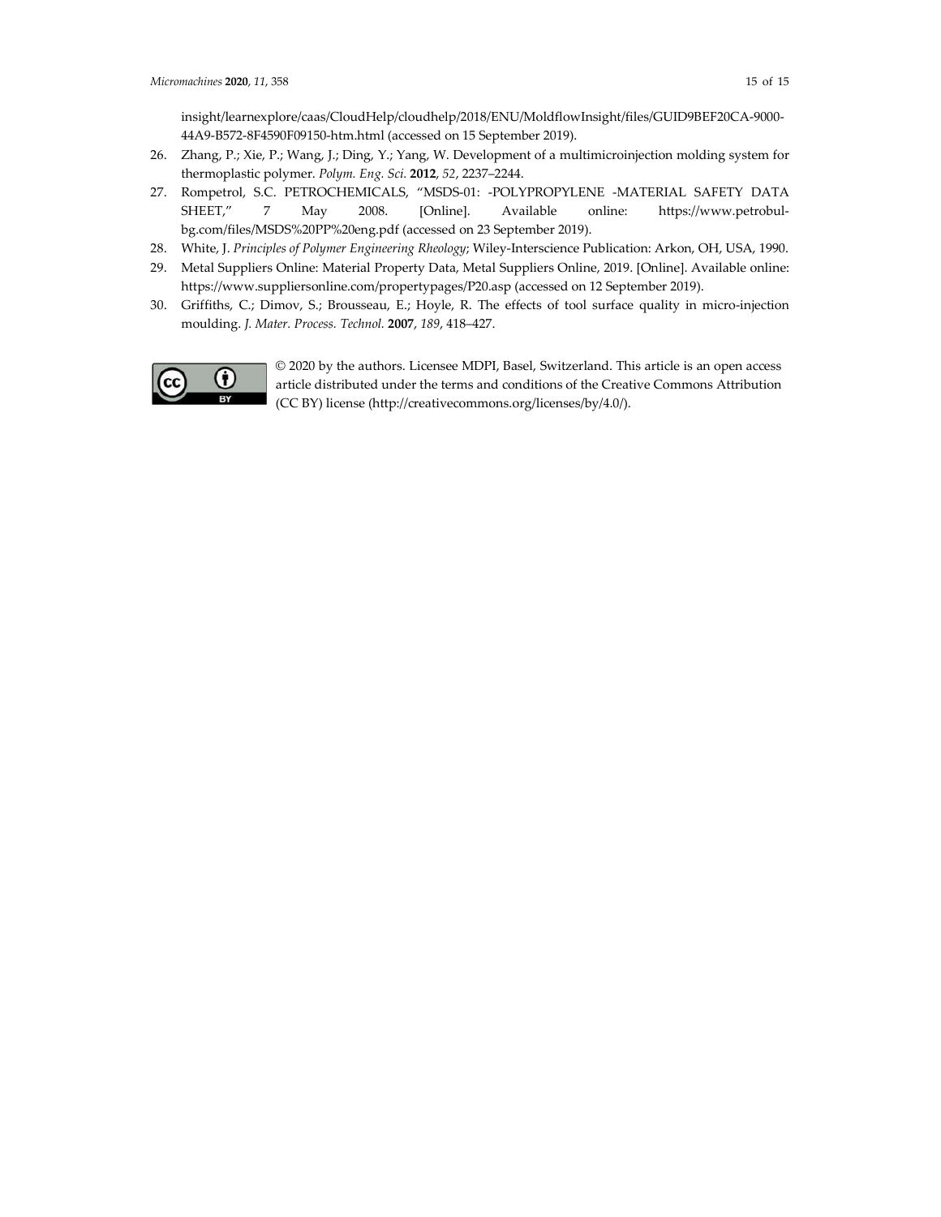insight/learnexplore/caas/CloudHelp/cloudhelp/2018/ENU/MoldflowInsight/files/GUID9BEF20CA-9000-44A9-B572-8F4590F09150-htm.html (accessed on 15 September 2019).

26. Zhang, P.; Xie, P.; Wang, J.; Ding, Y.; Yang, W. Development of a multimicroinjection molding system for thermoplastic polymer. *Polym. Eng. Sci.* **2012**, *52*, 2237–2244.
27. Rompetrol, S.C. PETROCHEMICALS, "MSDS-01: -POLYPROPYLENE -MATERIAL SAFETY DATA SHEET," 7 May 2008. [Online]. Available online: https://www.petrobul-bg.com/files/MSDS%20PP%20eng.pdf (accessed on 23 September 2019).
28. White, J. *Principles of Polymer Engineering Rheology*; Wiley-Interscience Publication: Arkon, OH, USA, 1990.
29. Metal Suppliers Online: Material Property Data, Metal Suppliers Online, 2019. [Online]. Available online: https://www.suppliersonline.com/propertypages/P20.asp (accessed on 12 September 2019).
30. Griffiths, C.; Dimov, S.; Brousseau, E.; Hoyle, R. The effects of tool surface quality in micro-injection moulding. *J. Mater. Process. Technol.* **2007**, *189*, 418–427.

© 2020 by the authors. Licensee MDPI, Basel, Switzerland. This article is an open access article distributed under the terms and conditions of the Creative Commons Attribution (CC BY) license (http://creativecommons.org/licenses/by/4.0/).